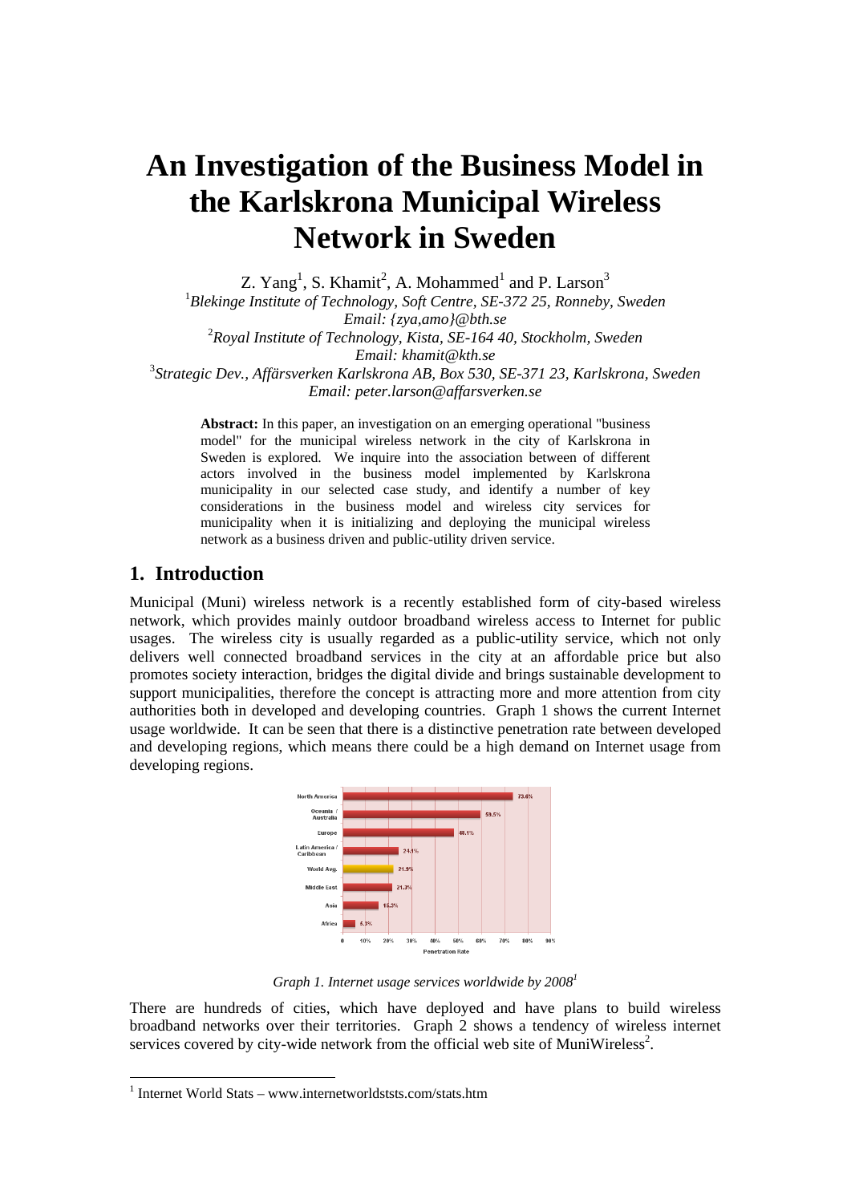# An Investigation of the Business Model in the Karlskrona Municipal Wireless Network in Sweden

Z. Yang[1], S. Khamit[2], A. Mohammed[1] and P. Larson[3]

[1]*Blekinge Institute of Technology, Soft Centre, SE-372 25, Ronneby, Sweden*
*Email: {zya,amo}@bth.se*
[2]*Royal Institute of Technology, Kista, SE-164 40, Stockholm, Sweden*
*Email: khamit@kth.se*
[3]*Strategic Dev., Affärsverken Karlskrona AB, Box 530, SE-371 23, Karlskrona, Sweden*
*Email: peter.larson@affarsverken.se*

**Abstract:** In this paper, an investigation on an emerging operational "business model" for the municipal wireless network in the city of Karlskrona in Sweden is explored. We inquire into the association between of different actors involved in the business model implemented by Karlskrona municipality in our selected case study, and identify a number of key considerations in the business model and wireless city services for municipality when it is initializing and deploying the municipal wireless network as a business driven and public-utility driven service.

## 1. Introduction

Municipal (Muni) wireless network is a recently established form of city-based wireless network, which provides mainly outdoor broadband wireless access to Internet for public usages. The wireless city is usually regarded as a public-utility service, which not only delivers well connected broadband services in the city at an affordable price but also promotes society interaction, bridges the digital divide and brings sustainable development to support municipalities, therefore the concept is attracting more and more attention from city authorities both in developed and developing countries. Graph 1 shows the current Internet usage worldwide. It can be seen that there is a distinctive penetration rate between developed and developing regions, which means there could be a high demand on Internet usage from developing regions.

*Graph 1. Internet usage services worldwide by 2008[1]*

There are hundreds of cities, which have deployed and have plans to build wireless broadband networks over their territories. Graph 2 shows a tendency of wireless internet services covered by city-wide network from the official web site of MuniWireless[2].

[1] Internet World Stats – www.internetworldststs.com/stats.htm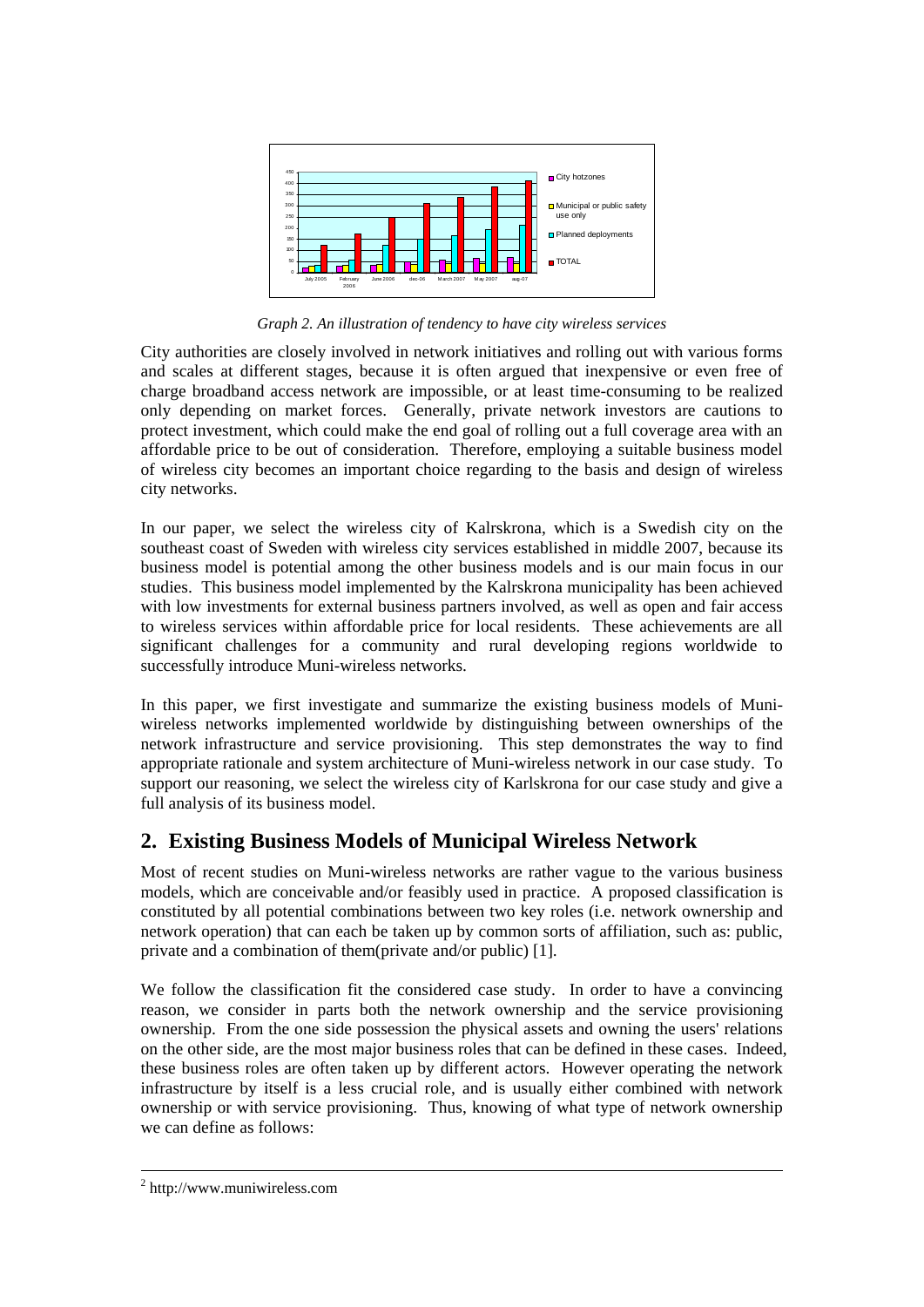*Graph 2. An illustration of tendency to have city wireless services*

City authorities are closely involved in network initiatives and rolling out with various forms and scales at different stages, because it is often argued that inexpensive or even free of charge broadband access network are impossible, or at least time-consuming to be realized only depending on market forces. Generally, private network investors are cautions to protect investment, which could make the end goal of rolling out a full coverage area with an affordable price to be out of consideration. Therefore, employing a suitable business model of wireless city becomes an important choice regarding to the basis and design of wireless city networks.

In our paper, we select the wireless city of Kalrskrona, which is a Swedish city on the southeast coast of Sweden with wireless city services established in middle 2007, because its business model is potential among the other business models and is our main focus in our studies. This business model implemented by the Kalrskrona municipality has been achieved with low investments for external business partners involved, as well as open and fair access to wireless services within affordable price for local residents. These achievements are all significant challenges for a community and rural developing regions worldwide to successfully introduce Muni-wireless networks.

In this paper, we first investigate and summarize the existing business models of Muni-wireless networks implemented worldwide by distinguishing between ownerships of the network infrastructure and service provisioning. This step demonstrates the way to find appropriate rationale and system architecture of Muni-wireless network in our case study. To support our reasoning, we select the wireless city of Karlskrona for our case study and give a full analysis of its business model.

## 2. Existing Business Models of Municipal Wireless Network

Most of recent studies on Muni-wireless networks are rather vague to the various business models, which are conceivable and/or feasibly used in practice. A proposed classification is constituted by all potential combinations between two key roles (i.e. network ownership and network operation) that can each be taken up by common sorts of affiliation, such as: public, private and a combination of them(private and/or public) [1].

We follow the classification fit the considered case study. In order to have a convincing reason, we consider in parts both the network ownership and the service provisioning ownership. From the one side possession the physical assets and owning the users' relations on the other side, are the most major business roles that can be defined in these cases. Indeed, these business roles are often taken up by different actors. However operating the network infrastructure by itself is a less crucial role, and is usually either combined with network ownership or with service provisioning. Thus, knowing of what type of network ownership we can define as follows:

---

[2] http://www.muniwireless.com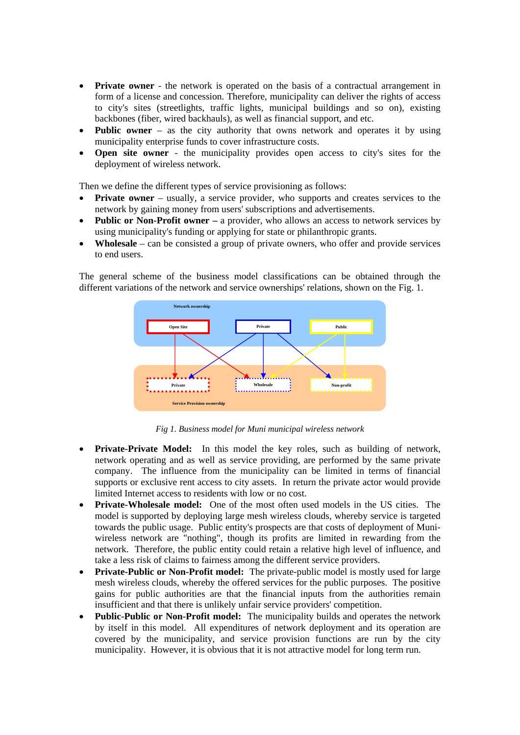- **Private owner** - the network is operated on the basis of a contractual arrangement in form of a license and concession. Therefore, municipality can deliver the rights of access to city's sites (streetlights, traffic lights, municipal buildings and so on), existing backbones (fiber, wired backhauls), as well as financial support, and etc.
- **Public owner** – as the city authority that owns network and operates it by using municipality enterprise funds to cover infrastructure costs.
- **Open site owner** - the municipality provides open access to city's sites for the deployment of wireless network.

Then we define the different types of service provisioning as follows:

- **Private owner** – usually, a service provider, who supports and creates services to the network by gaining money from users' subscriptions and advertisements.
- **Public or Non-Profit owner –** a provider, who allows an access to network services by using municipality's funding or applying for state or philanthropic grants.
- **Wholesale** – can be consisted a group of private owners, who offer and provide services to end users.

The general scheme of the business model classifications can be obtained through the different variations of the network and service ownerships' relations, shown on the Fig. 1.

Network ownership: Open Site, Private, Public

Service Provision ownership: Private, Wholesale, Non-profit

*Fig 1. Business model for Muni municipal wireless network*

- **Private-Private Model:** In this model the key roles, such as building of network, network operating and as well as service providing, are performed by the same private company. The influence from the municipality can be limited in terms of financial supports or exclusive rent access to city assets. In return the private actor would provide limited Internet access to residents with low or no cost.
- **Private-Wholesale model:** One of the most often used models in the US cities. The model is supported by deploying large mesh wireless clouds, whereby service is targeted towards the public usage. Public entity's prospects are that costs of deployment of Muni-wireless network are "nothing", though its profits are limited in rewarding from the network. Therefore, the public entity could retain a relative high level of influence, and take a less risk of claims to fairness among the different service providers.
- **Private-Public or Non-Profit model:** The private-public model is mostly used for large mesh wireless clouds, whereby the offered services for the public purposes. The positive gains for public authorities are that the financial inputs from the authorities remain insufficient and that there is unlikely unfair service providers' competition.
- **Public-Public or Non-Profit model:** The municipality builds and operates the network by itself in this model. All expenditures of network deployment and its operation are covered by the municipality, and service provision functions are run by the city municipality. However, it is obvious that it is not attractive model for long term run.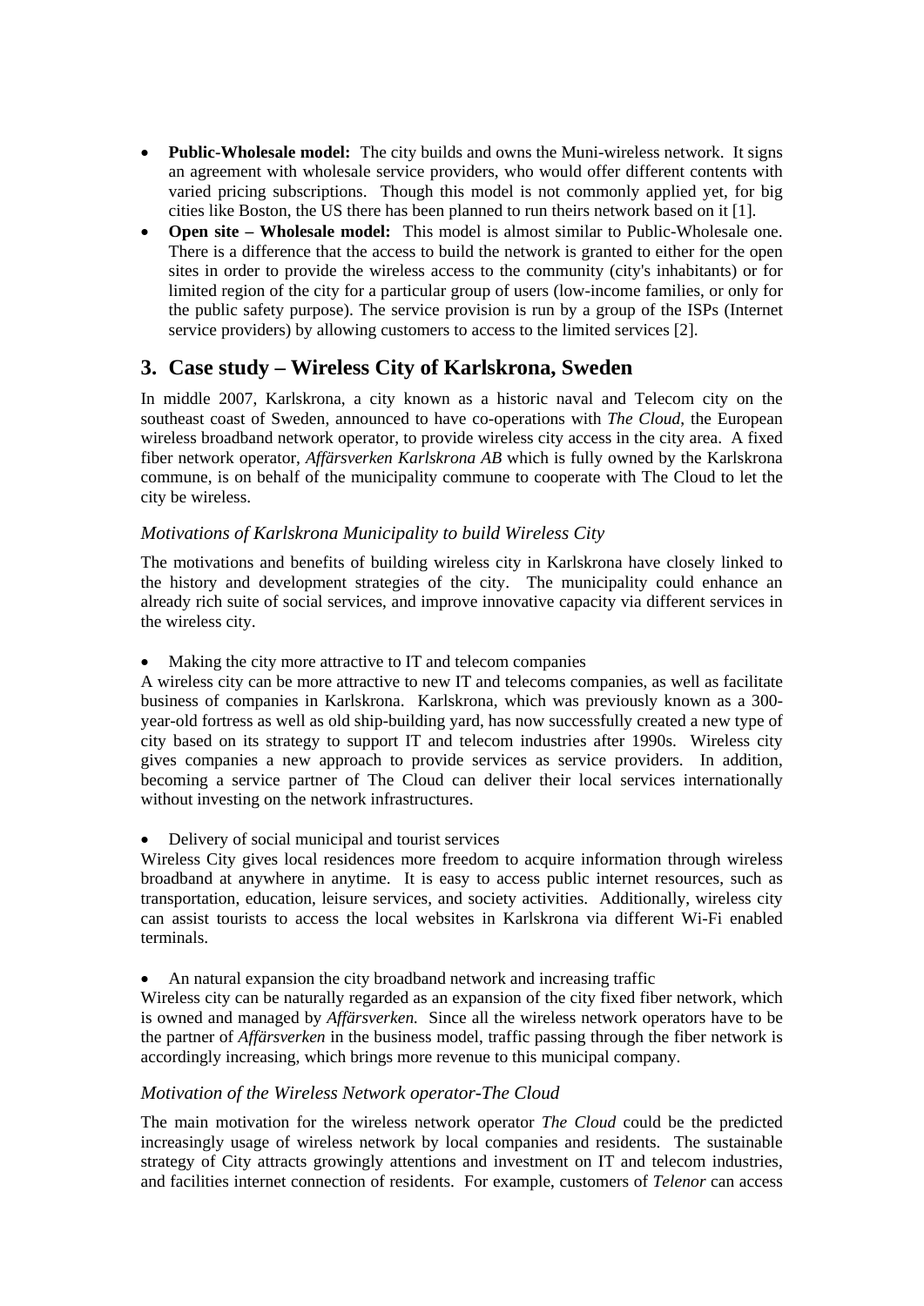- **Public-Wholesale model:** The city builds and owns the Muni-wireless network. It signs an agreement with wholesale service providers, who would offer different contents with varied pricing subscriptions. Though this model is not commonly applied yet, for big cities like Boston, the US there has been planned to run theirs network based on it [1].
- **Open site – Wholesale model:** This model is almost similar to Public-Wholesale one. There is a difference that the access to build the network is granted to either for the open sites in order to provide the wireless access to the community (city's inhabitants) or for limited region of the city for a particular group of users (low-income families, or only for the public safety purpose). The service provision is run by a group of the ISPs (Internet service providers) by allowing customers to access to the limited services [2].

## 3. Case study – Wireless City of Karlskrona, Sweden

In middle 2007, Karlskrona, a city known as a historic naval and Telecom city on the southeast coast of Sweden, announced to have co-operations with *The Cloud*, the European wireless broadband network operator, to provide wireless city access in the city area. A fixed fiber network operator, *Affärsverken Karlskrona AB* which is fully owned by the Karlskrona commune, is on behalf of the municipality commune to cooperate with The Cloud to let the city be wireless.

### *Motivations of Karlskrona Municipality to build Wireless City*

The motivations and benefits of building wireless city in Karlskrona have closely linked to the history and development strategies of the city. The municipality could enhance an already rich suite of social services, and improve innovative capacity via different services in the wireless city.

- Making the city more attractive to IT and telecom companies

A wireless city can be more attractive to new IT and telecoms companies, as well as facilitate business of companies in Karlskrona. Karlskrona, which was previously known as a 300-year-old fortress as well as old ship-building yard, has now successfully created a new type of city based on its strategy to support IT and telecom industries after 1990s. Wireless city gives companies a new approach to provide services as service providers. In addition, becoming a service partner of The Cloud can deliver their local services internationally without investing on the network infrastructures.

- Delivery of social municipal and tourist services

Wireless City gives local residences more freedom to acquire information through wireless broadband at anywhere in anytime. It is easy to access public internet resources, such as transportation, education, leisure services, and society activities. Additionally, wireless city can assist tourists to access the local websites in Karlskrona via different Wi-Fi enabled terminals.

- An natural expansion the city broadband network and increasing traffic

Wireless city can be naturally regarded as an expansion of the city fixed fiber network, which is owned and managed by *Affärsverken.* Since all the wireless network operators have to be the partner of *Affärsverken* in the business model, traffic passing through the fiber network is accordingly increasing, which brings more revenue to this municipal company.

### *Motivation of the Wireless Network operator-The Cloud*

The main motivation for the wireless network operator *The Cloud* could be the predicted increasingly usage of wireless network by local companies and residents. The sustainable strategy of City attracts growingly attentions and investment on IT and telecom industries, and facilities internet connection of residents. For example, customers of *Telenor* can access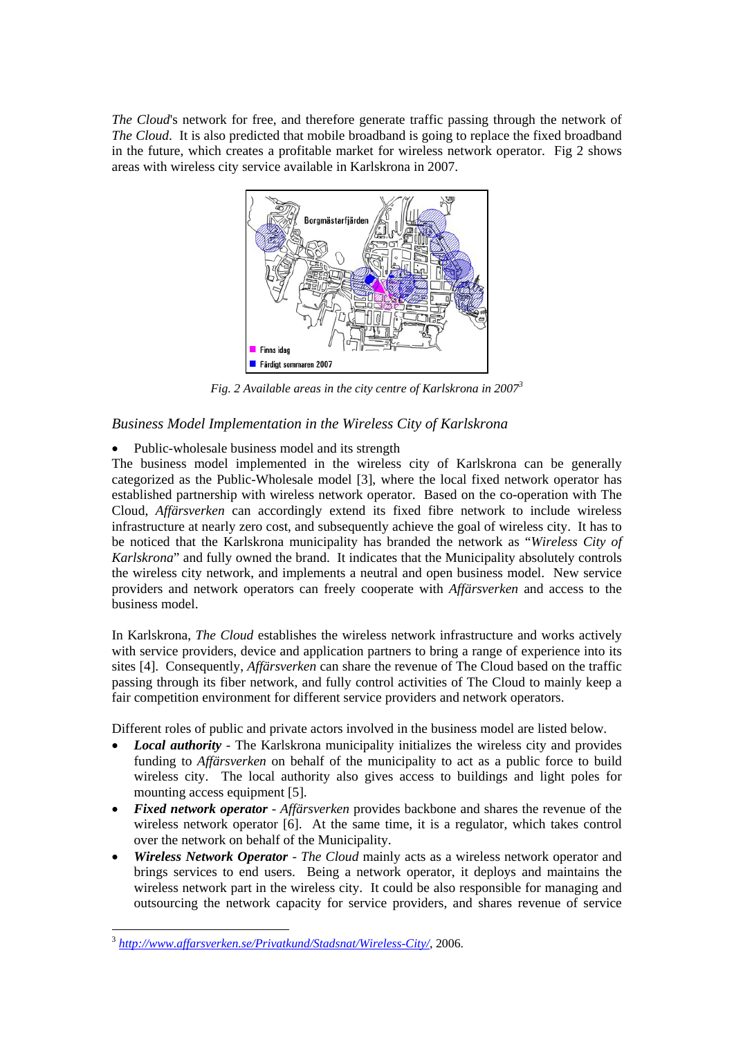*The Cloud*'s network for free, and therefore generate traffic passing through the network of *The Cloud*. It is also predicted that mobile broadband is going to replace the fixed broadband in the future, which creates a profitable market for wireless network operator. Fig 2 shows areas with wireless city service available in Karlskrona in 2007.

*Fig. 2 Available areas in the city centre of Karlskrona in 2007*[3]

## *Business Model Implementation in the Wireless City of Karlskrona*

- Public-wholesale business model and its strength

The business model implemented in the wireless city of Karlskrona can be generally categorized as the Public-Wholesale model [3], where the local fixed network operator has established partnership with wireless network operator. Based on the co-operation with The Cloud, *Affärsverken* can accordingly extend its fixed fibre network to include wireless infrastructure at nearly zero cost, and subsequently achieve the goal of wireless city. It has to be noticed that the Karlskrona municipality has branded the network as "*Wireless City of Karlskrona*" and fully owned the brand. It indicates that the Municipality absolutely controls the wireless city network, and implements a neutral and open business model. New service providers and network operators can freely cooperate with *Affärsverken* and access to the business model.

In Karlskrona, *The Cloud* establishes the wireless network infrastructure and works actively with service providers, device and application partners to bring a range of experience into its sites [4]. Consequently, *Affärsverken* can share the revenue of The Cloud based on the traffic passing through its fiber network, and fully control activities of The Cloud to mainly keep a fair competition environment for different service providers and network operators.

Different roles of public and private actors involved in the business model are listed below.

- ***Local authority*** - The Karlskrona municipality initializes the wireless city and provides funding to *Affärsverken* on behalf of the municipality to act as a public force to build wireless city. The local authority also gives access to buildings and light poles for mounting access equipment [5].
- ***Fixed network operator*** - *Affärsverken* provides backbone and shares the revenue of the wireless network operator [6]. At the same time, it is a regulator, which takes control over the network on behalf of the Municipality.
- ***Wireless Network Operator*** - *The Cloud* mainly acts as a wireless network operator and brings services to end users. Being a network operator, it deploys and maintains the wireless network part in the wireless city. It could be also responsible for managing and outsourcing the network capacity for service providers, and shares revenue of service

[3] http://www.affarsverken.se/Privatkund/Stadsnat/Wireless-City/, 2006.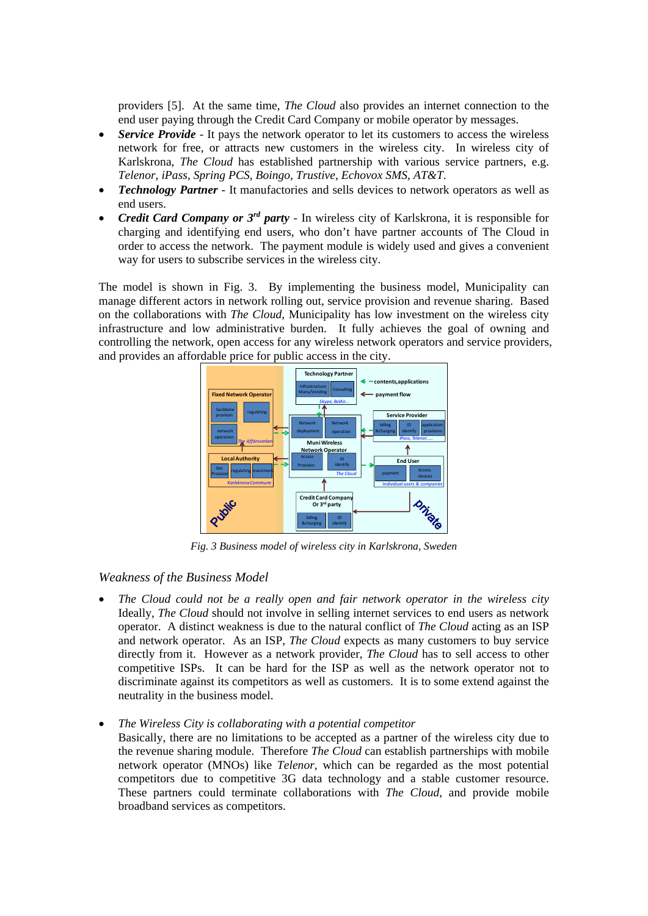providers [5]. At the same time, *The Cloud* also provides an internet connection to the end user paying through the Credit Card Company or mobile operator by messages.

- ***Service Provide*** - It pays the network operator to let its customers to access the wireless network for free, or attracts new customers in the wireless city. In wireless city of Karlskrona, *The Cloud* has established partnership with various service partners, e.g. *Telenor, iPass, Spring PCS, Boingo, Trustive, Echovox SMS, AT&T.*
- ***Technology Partner*** - It manufactories and sells devices to network operators as well as end users.
- ***Credit Card Company or 3rd party*** - In wireless city of Karlskrona, it is responsible for charging and identifying end users, who don't have partner accounts of The Cloud in order to access the network. The payment module is widely used and gives a convenient way for users to subscribe services in the wireless city.

The model is shown in Fig. 3. By implementing the business model, Municipality can manage different actors in network rolling out, service provision and revenue sharing. Based on the collaborations with *The Cloud*, Municipality has low investment on the wireless city infrastructure and low administrative burden. It fully achieves the goal of owning and controlling the network, open access for any wireless network operators and service providers, and provides an affordable price for public access in the city.

*Fig. 3 Business model of wireless city in Karlskrona, Sweden*

### Weakness of the Business Model

- *The Cloud could not be a really open and fair network operator in the wireless city*
  Ideally, *The Cloud* should not involve in selling internet services to end users as network operator. A distinct weakness is due to the natural conflict of *The Cloud* acting as an ISP and network operator. As an ISP, *The Cloud* expects as many customers to buy service directly from it. However as a network provider, *The Cloud* has to sell access to other competitive ISPs. It can be hard for the ISP as well as the network operator not to discriminate against its competitors as well as customers. It is to some extend against the neutrality in the business model.

- *The Wireless City is collaborating with a potential competitor*
  Basically, there are no limitations to be accepted as a partner of the wireless city due to the revenue sharing module. Therefore *The Cloud* can establish partnerships with mobile network operator (MNOs) like *Telenor*, which can be regarded as the most potential competitors due to competitive 3G data technology and a stable customer resource. These partners could terminate collaborations with *The Cloud*, and provide mobile broadband services as competitors.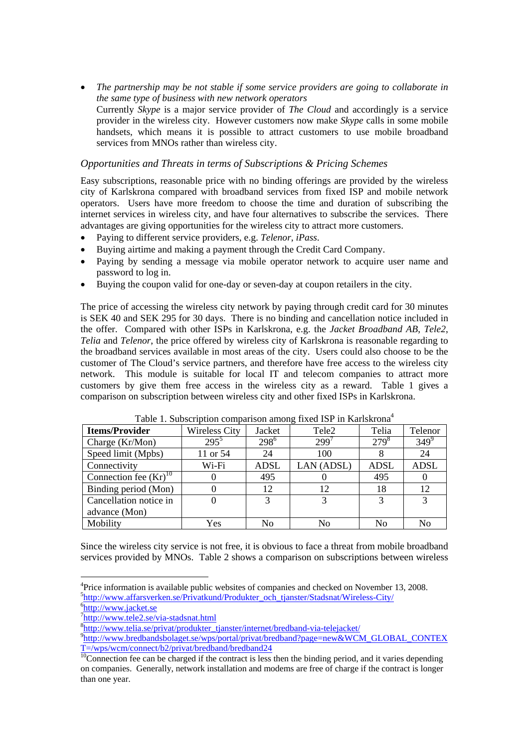- *The partnership may be not stable if some service providers are going to collaborate in the same type of business with new network operators*
  Currently *Skype* is a major service provider of *The Cloud* and accordingly is a service provider in the wireless city. However customers now make *Skype* calls in some mobile handsets, which means it is possible to attract customers to use mobile broadband services from MNOs rather than wireless city.

### *Opportunities and Threats in terms of Subscriptions & Pricing Schemes*

Easy subscriptions, reasonable price with no binding offerings are provided by the wireless city of Karlskrona compared with broadband services from fixed ISP and mobile network operators. Users have more freedom to choose the time and duration of subscribing the internet services in wireless city, and have four alternatives to subscribe the services. There advantages are giving opportunities for the wireless city to attract more customers.

- Paying to different service providers, e.g. *Telenor*, *iPass*.
- Buying airtime and making a payment through the Credit Card Company.
- Paying by sending a message via mobile operator network to acquire user name and password to log in.
- Buying the coupon valid for one-day or seven-day at coupon retailers in the city.

The price of accessing the wireless city network by paying through credit card for 30 minutes is SEK 40 and SEK 295 for 30 days. There is no binding and cancellation notice included in the offer. Compared with other ISPs in Karlskrona, e.g. the *Jacket Broadband AB*, *Tele2*, *Telia* and *Telenor*, the price offered by wireless city of Karlskrona is reasonable regarding to the broadband services available in most areas of the city. Users could also choose to be the customer of The Cloud's service partners, and therefore have free access to the wireless city network. This module is suitable for local IT and telecom companies to attract more customers by give them free access in the wireless city as a reward. Table 1 gives a comparison on subscription between wireless city and other fixed ISPs in Karlskrona.

Table 1. Subscription comparison among fixed ISP in Karlskrona[4]

| Items/Provider | Wireless City | Jacket | Tele2 | Telia | Telenor |
|---|---|---|---|---|---|
| Charge (Kr/Mon) | 295[5] | 298[6] | 299[7] | 279[8] | 349[9] |
| Speed limit (Mpbs) | 11 or 54 | 24 | 100 | 8 | 24 |
| Connectivity | Wi-Fi | ADSL | LAN (ADSL) | ADSL | ADSL |
| Connection fee (Kr)[10] | 0 | 495 | 0 | 495 | 0 |
| Binding period (Mon) | 0 | 12 | 12 | 18 | 12 |
| Cancellation notice in advance (Mon) | 0 | 3 | 3 | 3 | 3 |
| Mobility | Yes | No | No | No | No |

Since the wireless city service is not free, it is obvious to face a threat from mobile broadband services provided by MNOs. Table 2 shows a comparison on subscriptions between wireless

---

[4]Price information is available public websites of companies and checked on November 13, 2008.
[5]http://www.affarsverken.se/Privatkund/Produkter_och_tjanster/Stadsnat/Wireless-City/
[6]http://www.jacket.se
[7]http://www.tele2.se/via-stadsnat.html
[8]http://www.telia.se/privat/produkter_tjanster/internet/bredband-via-telejacket/
[9]http://www.bredbandsbolaget.se/wps/portal/privat/bredband?page=new&WCM_GLOBAL_CONTEXT=/wps/wcm/connect/b2/privat/bredband/bredband24
[10]Connection fee can be charged if the contract is less then the binding period, and it varies depending on companies. Generally, network installation and modems are free of charge if the contract is longer than one year.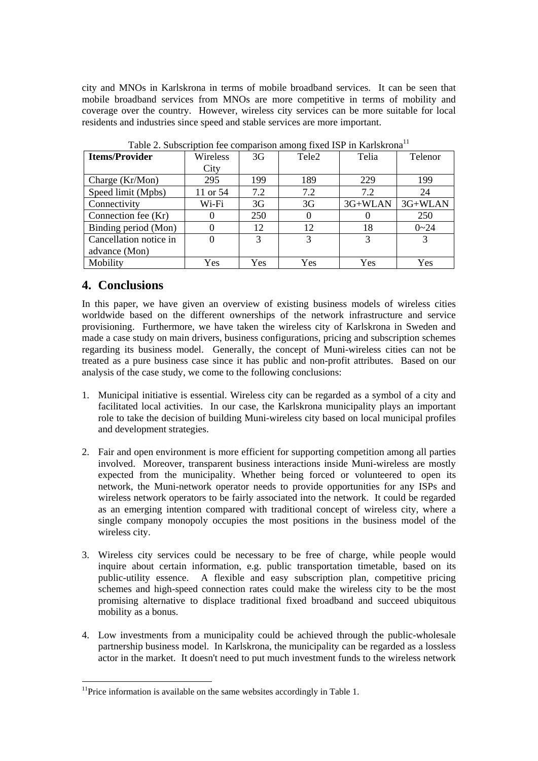city and MNOs in Karlskrona in terms of mobile broadband services. It can be seen that mobile broadband services from MNOs are more competitive in terms of mobility and coverage over the country. However, wireless city services can be more suitable for local residents and industries since speed and stable services are more important.

Table 2. Subscription fee comparison among fixed ISP in Karlskrona[11]

| Items/Provider | Wireless City | 3G | Tele2 | Telia | Telenor |
|---|---|---|---|---|---|
| Charge (Kr/Mon) | 295 | 199 | 189 | 229 | 199 |
| Speed limit (Mpbs) | 11 or 54 | 7.2 | 7.2 | 7.2 | 24 |
| Connectivity | Wi-Fi | 3G | 3G | 3G+WLAN | 3G+WLAN |
| Connection fee (Kr) | 0 | 250 | 0 | 0 | 250 |
| Binding period (Mon) | 0 | 12 | 12 | 18 | 0~24 |
| Cancellation notice in advance (Mon) | 0 | 3 | 3 | 3 | 3 |
| Mobility | Yes | Yes | Yes | Yes | Yes |

## 4. Conclusions

In this paper, we have given an overview of existing business models of wireless cities worldwide based on the different ownerships of the network infrastructure and service provisioning. Furthermore, we have taken the wireless city of Karlskrona in Sweden and made a case study on main drivers, business configurations, pricing and subscription schemes regarding its business model. Generally, the concept of Muni-wireless cities can not be treated as a pure business case since it has public and non-profit attributes. Based on our analysis of the case study, we come to the following conclusions:

1. Municipal initiative is essential. Wireless city can be regarded as a symbol of a city and facilitated local activities. In our case, the Karlskrona municipality plays an important role to take the decision of building Muni-wireless city based on local municipal profiles and development strategies.

2. Fair and open environment is more efficient for supporting competition among all parties involved. Moreover, transparent business interactions inside Muni-wireless are mostly expected from the municipality. Whether being forced or volunteered to open its network, the Muni-network operator needs to provide opportunities for any ISPs and wireless network operators to be fairly associated into the network. It could be regarded as an emerging intention compared with traditional concept of wireless city, where a single company monopoly occupies the most positions in the business model of the wireless city.

3. Wireless city services could be necessary to be free of charge, while people would inquire about certain information, e.g. public transportation timetable, based on its public-utility essence. A flexible and easy subscription plan, competitive pricing schemes and high-speed connection rates could make the wireless city to be the most promising alternative to displace traditional fixed broadband and succeed ubiquitous mobility as a bonus.

4. Low investments from a municipality could be achieved through the public-wholesale partnership business model. In Karlskrona, the municipality can be regarded as a lossless actor in the market. It doesn't need to put much investment funds to the wireless network

[11]Price information is available on the same websites accordingly in Table 1.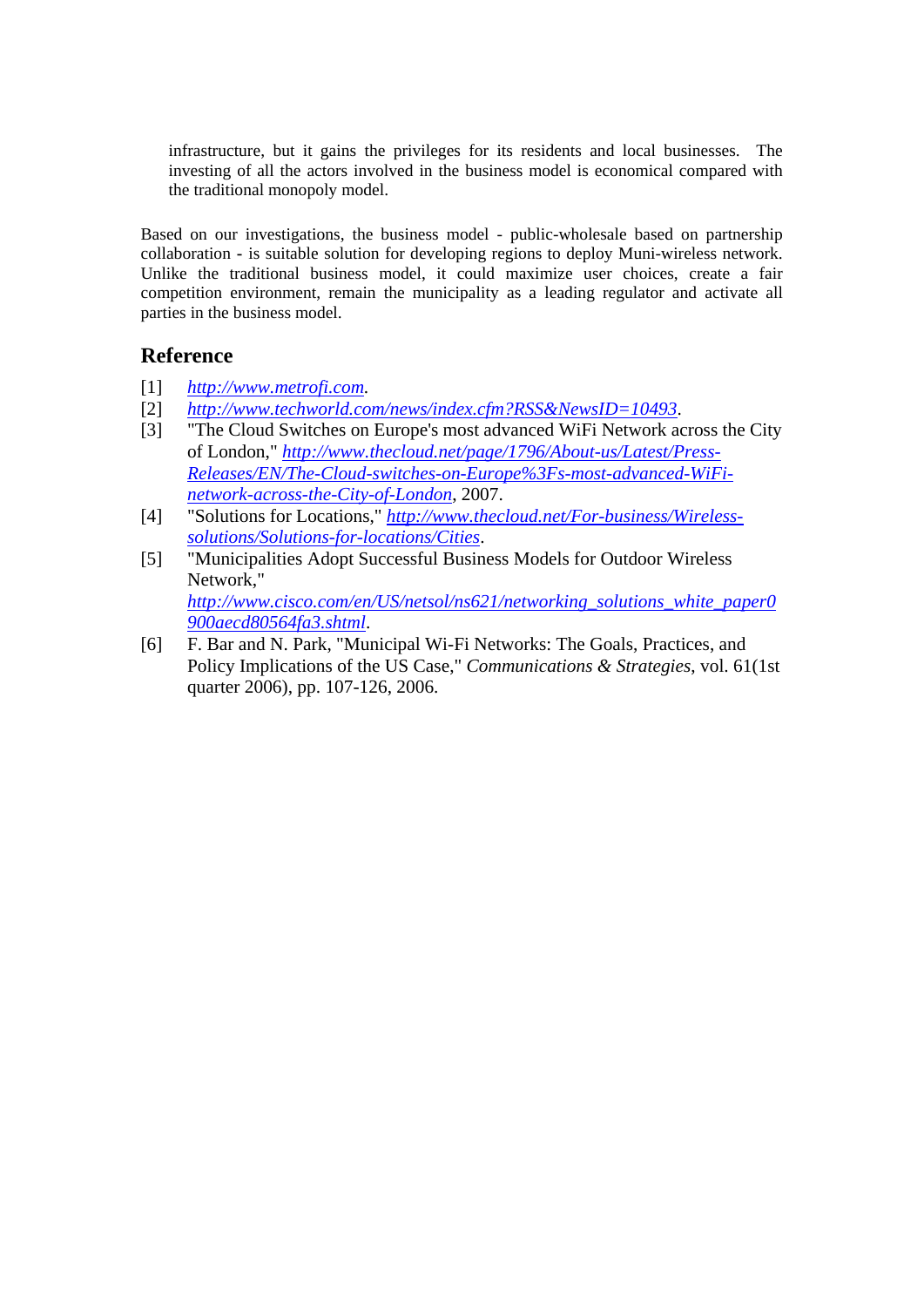infrastructure, but it gains the privileges for its residents and local businesses. The investing of all the actors involved in the business model is economical compared with the traditional monopoly model.

Based on our investigations, the business model - public-wholesale based on partnership collaboration - is suitable solution for developing regions to deploy Muni-wireless network. Unlike the traditional business model, it could maximize user choices, create a fair competition environment, remain the municipality as a leading regulator and activate all parties in the business model.

## Reference

[1] *http://www.metrofi.com*.

[2] *http://www.techworld.com/news/index.cfm?RSS&NewsID=10493*.

[3] "The Cloud Switches on Europe's most advanced WiFi Network across the City of London," *http://www.thecloud.net/page/1796/About-us/Latest/Press-Releases/EN/The-Cloud-switches-on-Europe%3Fs-most-advanced-WiFi-network-across-the-City-of-London*, 2007.

[4] "Solutions for Locations," *http://www.thecloud.net/For-business/Wireless-solutions/Solutions-for-locations/Cities*.

[5] "Municipalities Adopt Successful Business Models for Outdoor Wireless Network," *http://www.cisco.com/en/US/netsol/ns621/networking_solutions_white_paper0900aecd80564fa3.shtml*.

[6] F. Bar and N. Park, "Municipal Wi-Fi Networks: The Goals, Practices, and Policy Implications of the US Case," *Communications & Strategies*, vol. 61(1st quarter 2006), pp. 107-126, 2006.